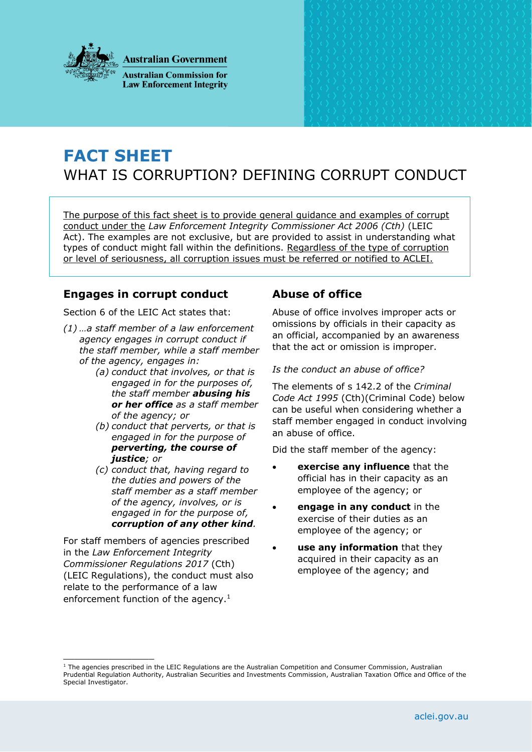Australian Government

Australian Commission for Law Enforcement Integrity

# FACT SHEET

## WHAT IS CORRUPTION? DEFINING CORRUPT CONDUCT

The purpose of this fact sheet is to provide general guidance and examples of corrupt conduct under the *Law Enforcement Integrity Commissioner Act 2006 (Cth)* (LEIC Act). The examples are not exclusive, but are provided to assist in understanding what types of conduct might fall within the definitions. Regardless of the type of corruption or level of seriousness, all corruption issues must be referred or notified to ACLEI.

### Engages in corrupt conduct

Section 6 of the LEIC Act states that:

*(1) …a staff member of a law enforcement agency engages in corrupt conduct if the staff member, while a staff member of the agency, engages in:*

> *(a) conduct that involves, or that is engaged in for the purposes of, the staff member* ***abusing his or her office*** *as a staff member of the agency; or*
>
> *(b) conduct that perverts, or that is engaged in for the purpose of* ***perverting, the course of justice****; or*
>
> *(c) conduct that, having regard to the duties and powers of the staff member as a staff member of the agency, involves, or is engaged in for the purpose of,* ***corruption of any other kind****.*

For staff members of agencies prescribed in the *Law Enforcement Integrity Commissioner Regulations 2017* (Cth) (LEIC Regulations), the conduct must also relate to the performance of a law enforcement function of the agency.[1]

### Abuse of office

Abuse of office involves improper acts or omissions by officials in their capacity as an official, accompanied by an awareness that the act or omission is improper.

*Is the conduct an abuse of office?*

The elements of s 142.2 of the *Criminal Code Act 1995* (Cth)(Criminal Code) below can be useful when considering whether a staff member engaged in conduct involving an abuse of office.

Did the staff member of the agency:

- **exercise any influence** that the official has in their capacity as an employee of the agency; or
- **engage in any conduct** in the exercise of their duties as an employee of the agency; or
- **use any information** that they acquired in their capacity as an employee of the agency; and

---

[1] The agencies prescribed in the LEIC Regulations are the Australian Competition and Consumer Commission, Australian Prudential Regulation Authority, Australian Securities and Investments Commission, Australian Taxation Office and Office of the Special Investigator.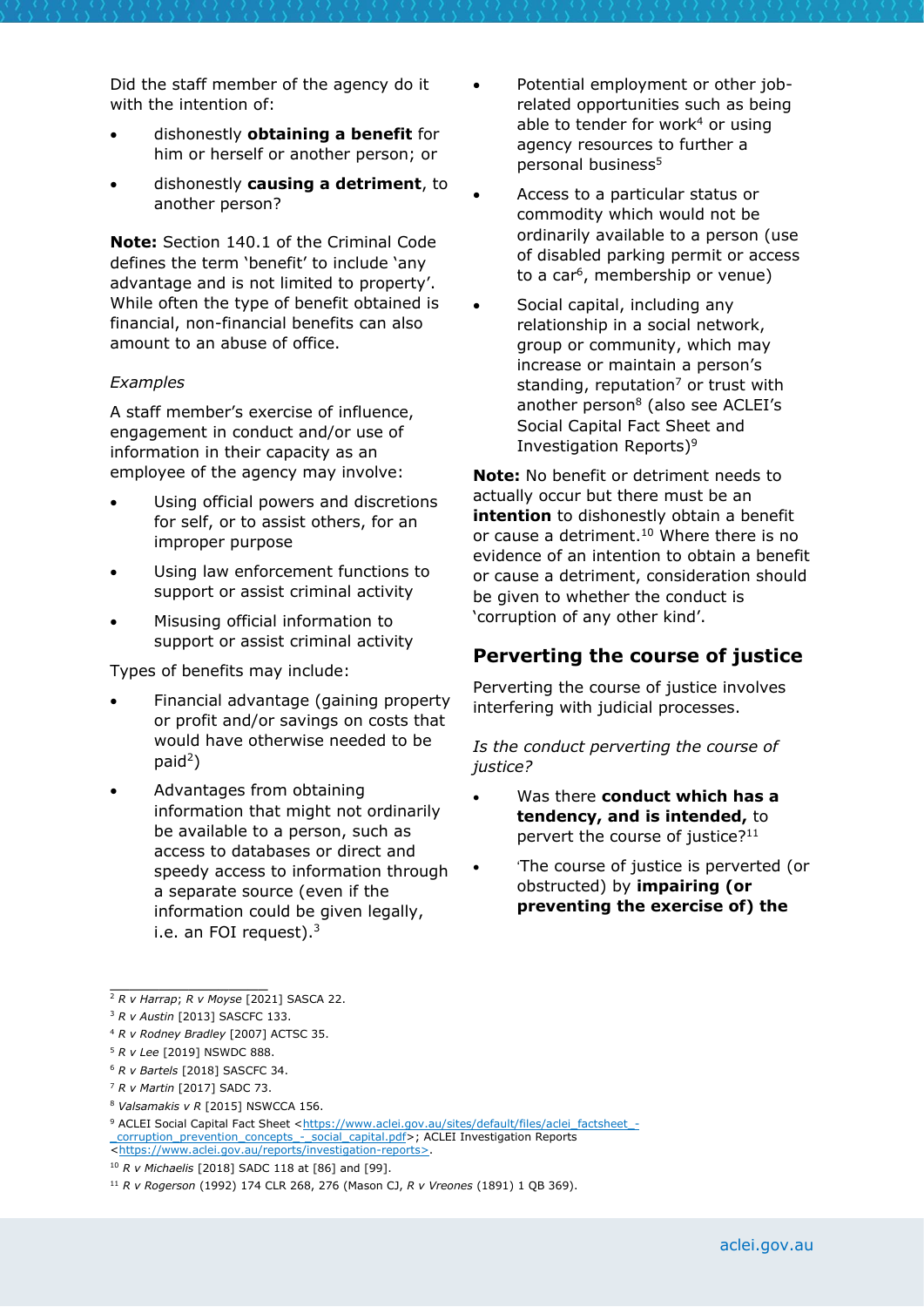Did the staff member of the agency do it with the intention of:

- dishonestly **obtaining a benefit** for him or herself or another person; or
- dishonestly **causing a detriment**, to another person?

**Note:** Section 140.1 of the Criminal Code defines the term 'benefit' to include 'any advantage and is not limited to property'. While often the type of benefit obtained is financial, non-financial benefits can also amount to an abuse of office.

*Examples*

A staff member's exercise of influence, engagement in conduct and/or use of information in their capacity as an employee of the agency may involve:

- Using official powers and discretions for self, or to assist others, for an improper purpose
- Using law enforcement functions to support or assist criminal activity
- Misusing official information to support or assist criminal activity

Types of benefits may include:

- Financial advantage (gaining property or profit and/or savings on costs that would have otherwise needed to be paid[2])
- Advantages from obtaining information that might not ordinarily be available to a person, such as access to databases or direct and speedy access to information through a separate source (even if the information could be given legally, i.e. an FOI request).[3]
- Potential employment or other job-related opportunities such as being able to tender for work[4] or using agency resources to further a personal business[5]
- Access to a particular status or commodity which would not be ordinarily available to a person (use of disabled parking permit or access to a car[6], membership or venue)
- Social capital, including any relationship in a social network, group or community, which may increase or maintain a person's standing, reputation[7] or trust with another person[8] (also see ACLEI's Social Capital Fact Sheet and Investigation Reports)[9]

**Note:** No benefit or detriment needs to actually occur but there must be an **intention** to dishonestly obtain a benefit or cause a detriment.[10] Where there is no evidence of an intention to obtain a benefit or cause a detriment, consideration should be given to whether the conduct is 'corruption of any other kind'.

## Perverting the course of justice

Perverting the course of justice involves interfering with judicial processes.

*Is the conduct perverting the course of justice?*

- Was there **conduct which has a tendency, and is intended,** to pervert the course of justice?[11]
- 'The course of justice is perverted (or obstructed) by **impairing (or preventing the exercise of) the**

---

[2] *R v Harrap*; *R v Moyse* [2021] SASCA 22.

[3] *R v Austin* [2013] SASCFC 133.

[4] *R v Rodney Bradley* [2007] ACTSC 35.

[5] *R v Lee* [2019] NSWDC 888.

[6] *R v Bartels* [2018] SASCFC 34.

[7] *R v Martin* [2017] SADC 73.

[8] *Valsamakis v R* [2015] NSWCCA 156.

[9] ACLEI Social Capital Fact Sheet <https://www.aclei.gov.au/sites/default/files/aclei_factsheet_-_corruption_prevention_concepts_-_social_capital.pdf>; ACLEI Investigation Reports <https://www.aclei.gov.au/reports/investigation-reports>.

[10] *R v Michaelis* [2018] SADC 118 at [86] and [99].

[11] *R v Rogerson* (1992) 174 CLR 268, 276 (Mason CJ, *R v Vreones* (1891) 1 QB 369).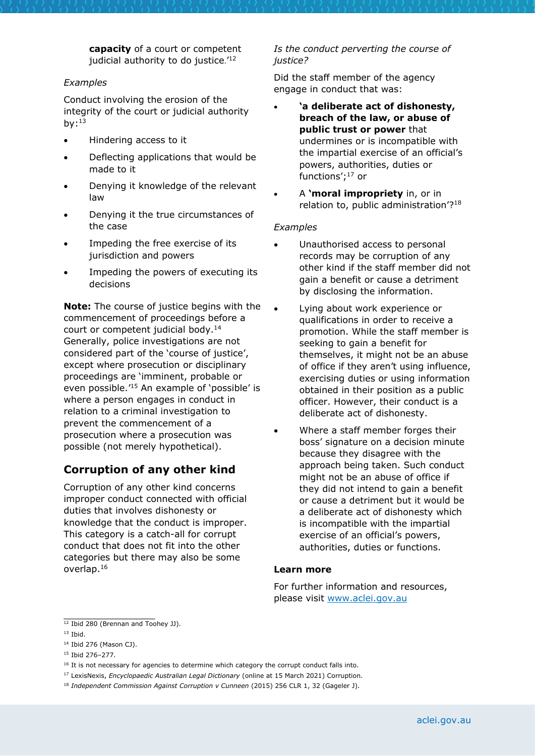**capacity** of a court or competent judicial authority to do justice.'[12]

*Examples*

Conduct involving the erosion of the integrity of the court or judicial authority by:[13]

- Hindering access to it
- Deflecting applications that would be made to it
- Denying it knowledge of the relevant law
- Denying it the true circumstances of the case
- Impeding the free exercise of its jurisdiction and powers
- Impeding the powers of executing its decisions

**Note:** The course of justice begins with the commencement of proceedings before a court or competent judicial body.[14] Generally, police investigations are not considered part of the 'course of justice', except where prosecution or disciplinary proceedings are 'imminent, probable or even possible.'[15] An example of 'possible' is where a person engages in conduct in relation to a criminal investigation to prevent the commencement of a prosecution where a prosecution was possible (not merely hypothetical).

## Corruption of any other kind

Corruption of any other kind concerns improper conduct connected with official duties that involves dishonesty or knowledge that the conduct is improper. This category is a catch-all for corrupt conduct that does not fit into the other categories but there may also be some overlap.[16]

*Is the conduct perverting the course of justice?*

Did the staff member of the agency engage in conduct that was:

- **'a deliberate act of dishonesty, breach of the law, or abuse of public trust or power** that undermines or is incompatible with the impartial exercise of an official's powers, authorities, duties or functions';[17] or
- A **'moral impropriety** in, or in relation to, public administration'?[18]

*Examples*

- Unauthorised access to personal records may be corruption of any other kind if the staff member did not gain a benefit or cause a detriment by disclosing the information.
- Lying about work experience or qualifications in order to receive a promotion. While the staff member is seeking to gain a benefit for themselves, it might not be an abuse of office if they aren't using influence, exercising duties or using information obtained in their position as a public officer. However, their conduct is a deliberate act of dishonesty.
- Where a staff member forges their boss' signature on a decision minute because they disagree with the approach being taken. Such conduct might not be an abuse of office if they did not intend to gain a benefit or cause a detriment but it would be a deliberate act of dishonesty which is incompatible with the impartial exercise of an official's powers, authorities, duties or functions.

**Learn more**

For further information and resources, please visit [www.aclei.gov.au](http://www.aclei.gov.au)

---

[12] Ibid 280 (Brennan and Toohey JJ).

[13] Ibid.

[14] Ibid 276 (Mason CJ).

[15] Ibid 276–277.

[16] It is not necessary for agencies to determine which category the corrupt conduct falls into.

[17] LexisNexis, *Encyclopaedic Australian Legal Dictionary* (online at 15 March 2021) Corruption.

[18] *Independent Commission Against Corruption v Cunneen* (2015) 256 CLR 1, 32 (Gageler J).